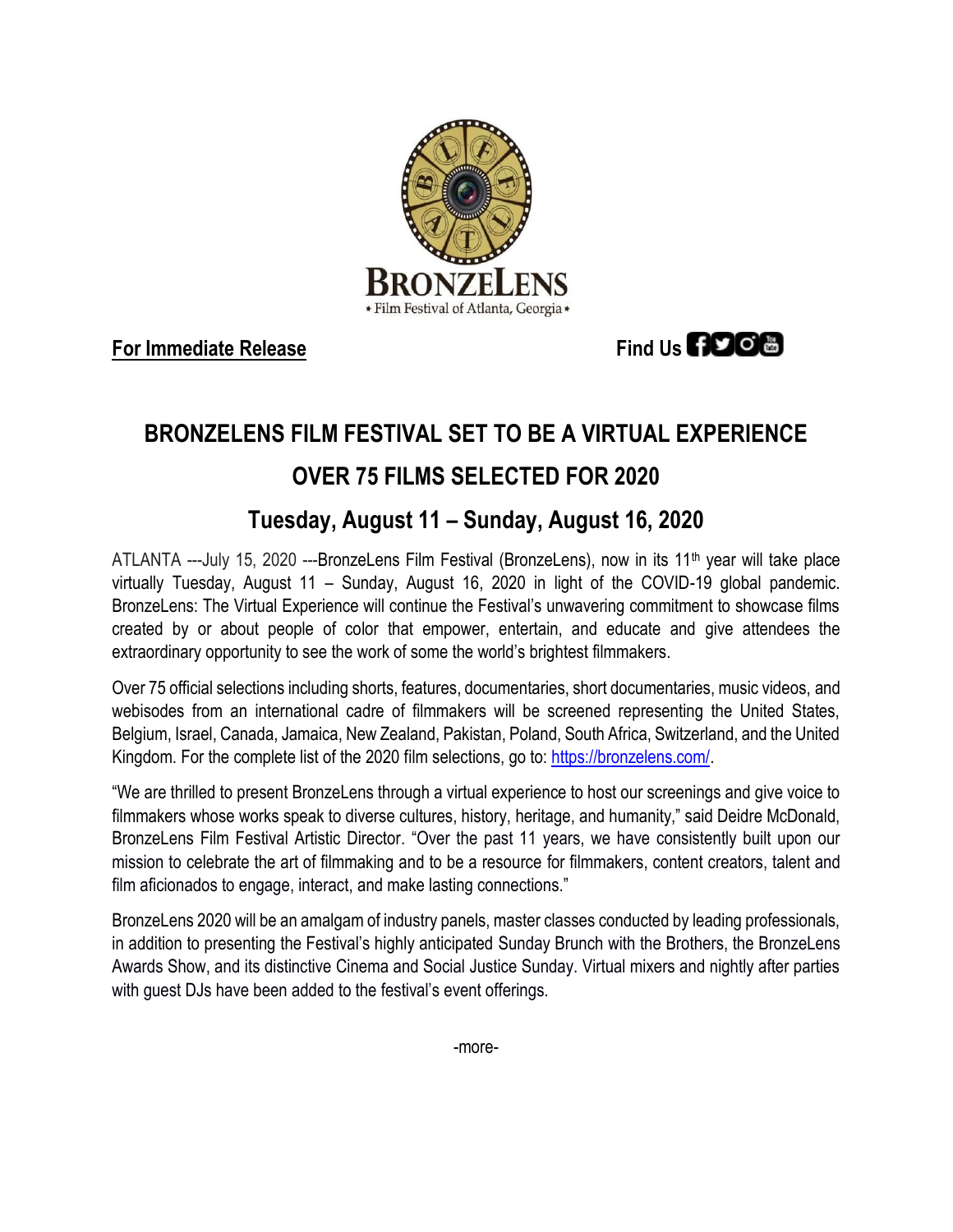BronzeLens

• Film Festival of Atlanta, Georgia •

**For Immediate Release** **Find Us**

# BRONZELENS FILM FESTIVAL SET TO BE A VIRTUAL EXPERIENCE

## OVER 75 FILMS SELECTED FOR 2020

## Tuesday, August 11 – Sunday, August 16, 2020

ATLANTA ---July 15, 2020 ---BronzeLens Film Festival (BronzeLens), now in its 11th year will take place virtually Tuesday, August 11 – Sunday, August 16, 2020 in light of the COVID-19 global pandemic. BronzeLens: The Virtual Experience will continue the Festival's unwavering commitment to showcase films created by or about people of color that empower, entertain, and educate and give attendees the extraordinary opportunity to see the work of some the world's brightest filmmakers.

Over 75 official selections including shorts, features, documentaries, short documentaries, music videos, and webisodes from an international cadre of filmmakers will be screened representing the United States, Belgium, Israel, Canada, Jamaica, New Zealand, Pakistan, Poland, South Africa, Switzerland, and the United Kingdom. For the complete list of the 2020 film selections, go to: https://bronzelens.com/.

"We are thrilled to present BronzeLens through a virtual experience to host our screenings and give voice to filmmakers whose works speak to diverse cultures, history, heritage, and humanity," said Deidre McDonald, BronzeLens Film Festival Artistic Director. "Over the past 11 years, we have consistently built upon our mission to celebrate the art of filmmaking and to be a resource for filmmakers, content creators, talent and film aficionados to engage, interact, and make lasting connections."

BronzeLens 2020 will be an amalgam of industry panels, master classes conducted by leading professionals, in addition to presenting the Festival's highly anticipated Sunday Brunch with the Brothers, the BronzeLens Awards Show, and its distinctive Cinema and Social Justice Sunday. Virtual mixers and nightly after parties with guest DJs have been added to the festival's event offerings.

-more-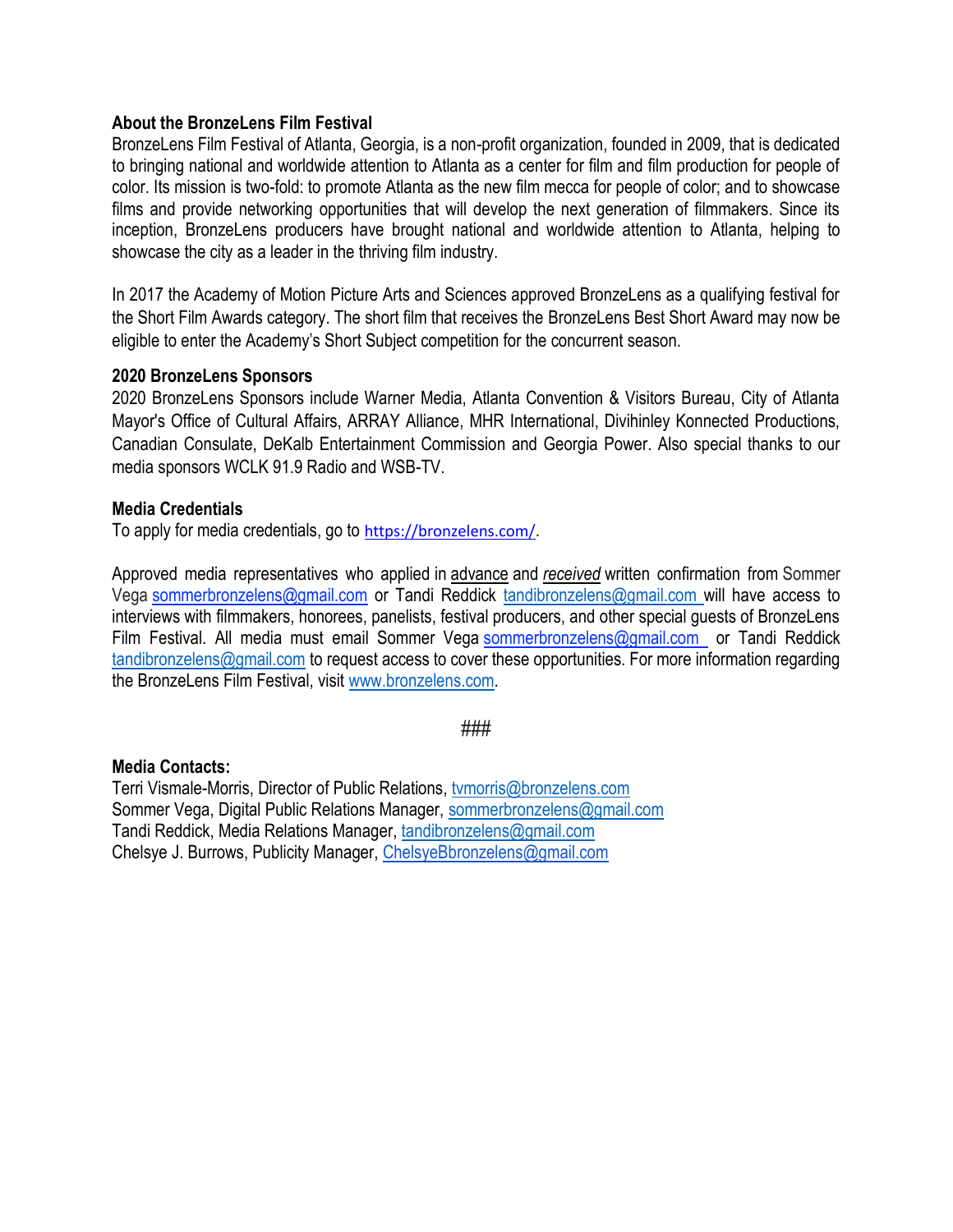**About the BronzeLens Film Festival**

BronzeLens Film Festival of Atlanta, Georgia, is a non-profit organization, founded in 2009, that is dedicated to bringing national and worldwide attention to Atlanta as a center for film and film production for people of color. Its mission is two-fold: to promote Atlanta as the new film mecca for people of color; and to showcase films and provide networking opportunities that will develop the next generation of filmmakers. Since its inception, BronzeLens producers have brought national and worldwide attention to Atlanta, helping to showcase the city as a leader in the thriving film industry.

In 2017 the Academy of Motion Picture Arts and Sciences approved BronzeLens as a qualifying festival for the Short Film Awards category. The short film that receives the BronzeLens Best Short Award may now be eligible to enter the Academy's Short Subject competition for the concurrent season.

**2020 BronzeLens Sponsors**

2020 BronzeLens Sponsors include Warner Media, Atlanta Convention & Visitors Bureau, City of Atlanta Mayor's Office of Cultural Affairs, ARRAY Alliance, MHR International, Divihinley Konnected Productions, Canadian Consulate, DeKalb Entertainment Commission and Georgia Power. Also special thanks to our media sponsors WCLK 91.9 Radio and WSB-TV.

**Media Credentials**

To apply for media credentials, go to https://bronzelens.com/.

Approved media representatives who applied in advance and *received* written confirmation from Sommer Vega sommerbronzelens@gmail.com or Tandi Reddick tandibronzelens@gmail.com will have access to interviews with filmmakers, honorees, panelists, festival producers, and other special guests of BronzeLens Film Festival. All media must email Sommer Vega sommerbronzelens@gmail.com or Tandi Reddick tandibronzelens@gmail.com to request access to cover these opportunities. For more information regarding the BronzeLens Film Festival, visit www.bronzelens.com.

###

**Media Contacts:**

Terri Vismale-Morris, Director of Public Relations, tvmorris@bronzelens.com
Sommer Vega, Digital Public Relations Manager, sommerbronzelens@gmail.com
Tandi Reddick, Media Relations Manager, tandibronzelens@gmail.com
Chelsye J. Burrows, Publicity Manager, ChelsyeBbronzelens@gmail.com